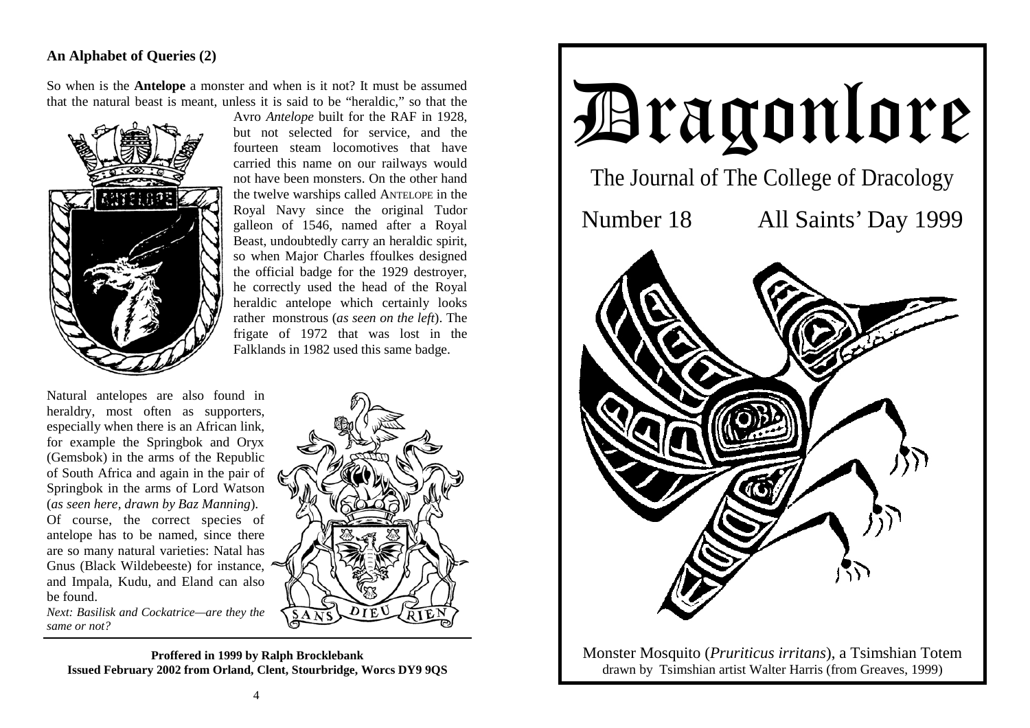## An Alphabet of Queries (2)

So when is the **Antelope** a monster and when is it not? It must be assumed that the natural beast is meant, unless it is said to be "heraldic," so that the Avro *Antelope* built for the RAF in 1928, but not selected for service, and the fourteen steam locomotives that have carried this name on our railways would not have been monsters. On the other hand the twelve warships called ANTELOPE in the Royal Navy since the original Tudor galleon of 1546, named after a Royal Beast, undoubtedly carry an heraldic spirit, so when Major Charles ffoulkes designed the official badge for the 1929 destroyer, he correctly used the head of the Royal heraldic antelope which certainly looks rather monstrous (*as seen on the left*). The frigate of 1972 that was lost in the Falklands in 1982 used this same badge.

Natural antelopes are also found in heraldry, most often as supporters, especially when there is an African link, for example the Springbok and Oryx (Gemsbok) in the arms of the Republic of South Africa and again in the pair of Springbok in the arms of Lord Watson (*as seen here, drawn by Baz Manning*). Of course, the correct species of antelope has to be named, since there are so many natural varieties: Natal has Gnus (Black Wildebeeste) for instance, and Impala, Kudu, and Eland can also be found.

*Next: Basilisk and Cockatrice—are they the same or not?*

**Proffered in 1999 by Ralph Brocklebank**
**Issued February 2002 from Orland, Clent, Stourbridge, Worcs DY9 9QS**

# Dragonlore

The Journal of The College of Dracology

Number 18 All Saints' Day 1999

Monster Mosquito (*Pruriticus irritans*), a Tsimshian Totem drawn by Tsimshian artist Walter Harris (from Greaves, 1999)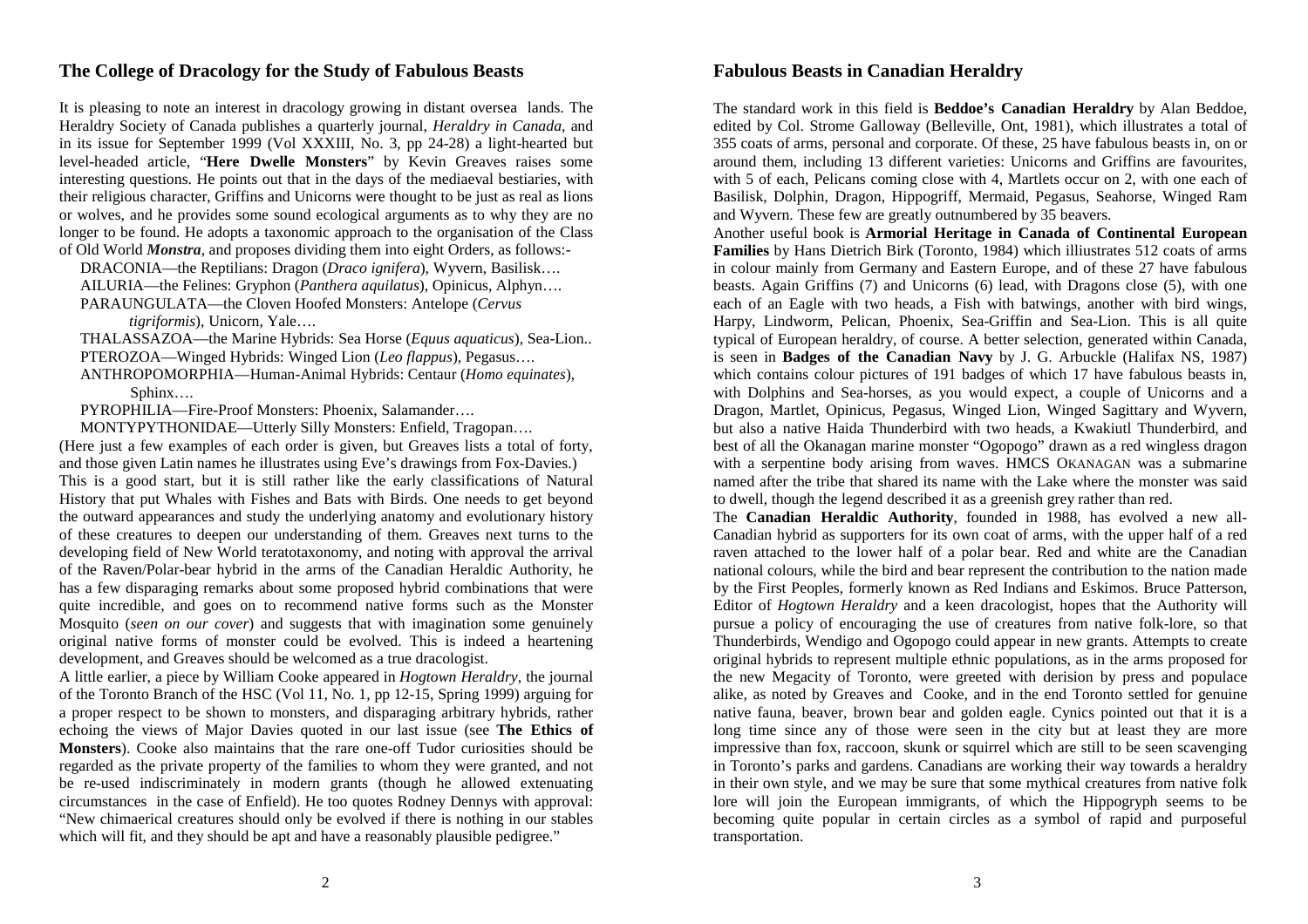## The College of Dracology for the Study of Fabulous Beasts

It is pleasing to note an interest in dracology growing in distant oversea lands. The Heraldry Society of Canada publishes a quarterly journal, *Heraldry in Canada*, and in its issue for September 1999 (Vol XXXIII, No. 3, pp 24-28) a light-hearted but level-headed article, "**Here Dwelle Monsters**" by Kevin Greaves raises some interesting questions. He points out that in the days of the mediaeval bestiaries, with their religious character, Griffins and Unicorns were thought to be just as real as lions or wolves, and he provides some sound ecological arguments as to why they are no longer to be found. He adopts a taxonomic approach to the organisation of the Class of Old World ***Monstra***, and proposes dividing them into eight Orders, as follows:-

DRACONIA—the Reptilians: Dragon (*Draco ignifera*), Wyvern, Basilisk….
AILURIA—the Felines: Gryphon (*Panthera aquilatus*), Opinicus, Alphyn….
PARAUNGULATA—the Cloven Hoofed Monsters: Antelope (*Cervus tigriformis*), Unicorn, Yale….
THALASSAZOA—the Marine Hybrids: Sea Horse (*Equus aquaticus*), Sea-Lion..
PTEROZOA—Winged Hybrids: Winged Lion (*Leo flappus*), Pegasus….
ANTHROPOMORPHIA—Human-Animal Hybrids: Centaur (*Homo equinates*), Sphinx….
PYROPHILIA—Fire-Proof Monsters: Phoenix, Salamander….
MONTYPYTHONIDAE—Utterly Silly Monsters: Enfield, Tragopan….

(Here just a few examples of each order is given, but Greaves lists a total of forty, and those given Latin names he illustrates using Eve's drawings from Fox-Davies.)

This is a good start, but it is still rather like the early classifications of Natural History that put Whales with Fishes and Bats with Birds. One needs to get beyond the outward appearances and study the underlying anatomy and evolutionary history of these creatures to deepen our understanding of them. Greaves next turns to the developing field of New World teratotaxonomy, and noting with approval the arrival of the Raven/Polar-bear hybrid in the arms of the Canadian Heraldic Authority, he has a few disparaging remarks about some proposed hybrid combinations that were quite incredible, and goes on to recommend native forms such as the Monster Mosquito (*seen on our cover*) and suggests that with imagination some genuinely original native forms of monster could be evolved. This is indeed a heartening development, and Greaves should be welcomed as a true dracologist.

A little earlier, a piece by William Cooke appeared in *Hogtown Heraldry*, the journal of the Toronto Branch of the HSC (Vol 11, No. 1, pp 12-15, Spring 1999) arguing for a proper respect to be shown to monsters, and disparaging arbitrary hybrids, rather echoing the views of Major Davies quoted in our last issue (see **The Ethics of Monsters**). Cooke also maintains that the rare one-off Tudor curiosities should be regarded as the private property of the families to whom they were granted, and not be re-used indiscriminately in modern grants (though he allowed extenuating circumstances in the case of Enfield). He too quotes Rodney Dennys with approval: "New chimaerical creatures should only be evolved if there is nothing in our stables which will fit, and they should be apt and have a reasonably plausible pedigree."

## Fabulous Beasts in Canadian Heraldry

The standard work in this field is **Beddoe's Canadian Heraldry** by Alan Beddoe, edited by Col. Strome Galloway (Belleville, Ont, 1981), which illustrates a total of 355 coats of arms, personal and corporate. Of these, 25 have fabulous beasts in, on or around them, including 13 different varieties: Unicorns and Griffins are favourites, with 5 of each, Pelicans coming close with 4, Martlets occur on 2, with one each of Basilisk, Dolphin, Dragon, Hippogriff, Mermaid, Pegasus, Seahorse, Winged Ram and Wyvern. These few are greatly outnumbered by 35 beavers.

Another useful book is **Armorial Heritage in Canada of Continental European Families** by Hans Dietrich Birk (Toronto, 1984) which illiustrates 512 coats of arms in colour mainly from Germany and Eastern Europe, and of these 27 have fabulous beasts. Again Griffins (7) and Unicorns (6) lead, with Dragons close (5), with one each of an Eagle with two heads, a Fish with batwings, another with bird wings, Harpy, Lindworm, Pelican, Phoenix, Sea-Griffin and Sea-Lion. This is all quite typical of European heraldry, of course. A better selection, generated within Canada, is seen in **Badges of the Canadian Navy** by J. G. Arbuckle (Halifax NS, 1987) which contains colour pictures of 191 badges of which 17 have fabulous beasts in, with Dolphins and Sea-horses, as you would expect, a couple of Unicorns and a Dragon, Martlet, Opinicus, Pegasus, Winged Lion, Winged Sagittary and Wyvern, but also a native Haida Thunderbird with two heads, a Kwakiutl Thunderbird, and best of all the Okanagan marine monster "Ogopogo" drawn as a red wingless dragon with a serpentine body arising from waves. HMCS OKANAGAN was a submarine named after the tribe that shared its name with the Lake where the monster was said to dwell, though the legend described it as a greenish grey rather than red.

The **Canadian Heraldic Authority**, founded in 1988, has evolved a new all-Canadian hybrid as supporters for its own coat of arms, with the upper half of a red raven attached to the lower half of a polar bear. Red and white are the Canadian national colours, while the bird and bear represent the contribution to the nation made by the First Peoples, formerly known as Red Indians and Eskimos. Bruce Patterson, Editor of *Hogtown Heraldry* and a keen dracologist, hopes that the Authority will pursue a policy of encouraging the use of creatures from native folk-lore, so that Thunderbirds, Wendigo and Ogopogo could appear in new grants. Attempts to create original hybrids to represent multiple ethnic populations, as in the arms proposed for the new Megacity of Toronto, were greeted with derision by press and populace alike, as noted by Greaves and Cooke, and in the end Toronto settled for genuine native fauna, beaver, brown bear and golden eagle. Cynics pointed out that it is a long time since any of those were seen in the city but at least they are more impressive than fox, raccoon, skunk or squirrel which are still to be seen scavenging in Toronto's parks and gardens. Canadians are working their way towards a heraldry in their own style, and we may be sure that some mythical creatures from native folk lore will join the European immigrants, of which the Hippogryph seems to be becoming quite popular in certain circles as a symbol of rapid and purposeful transportation.